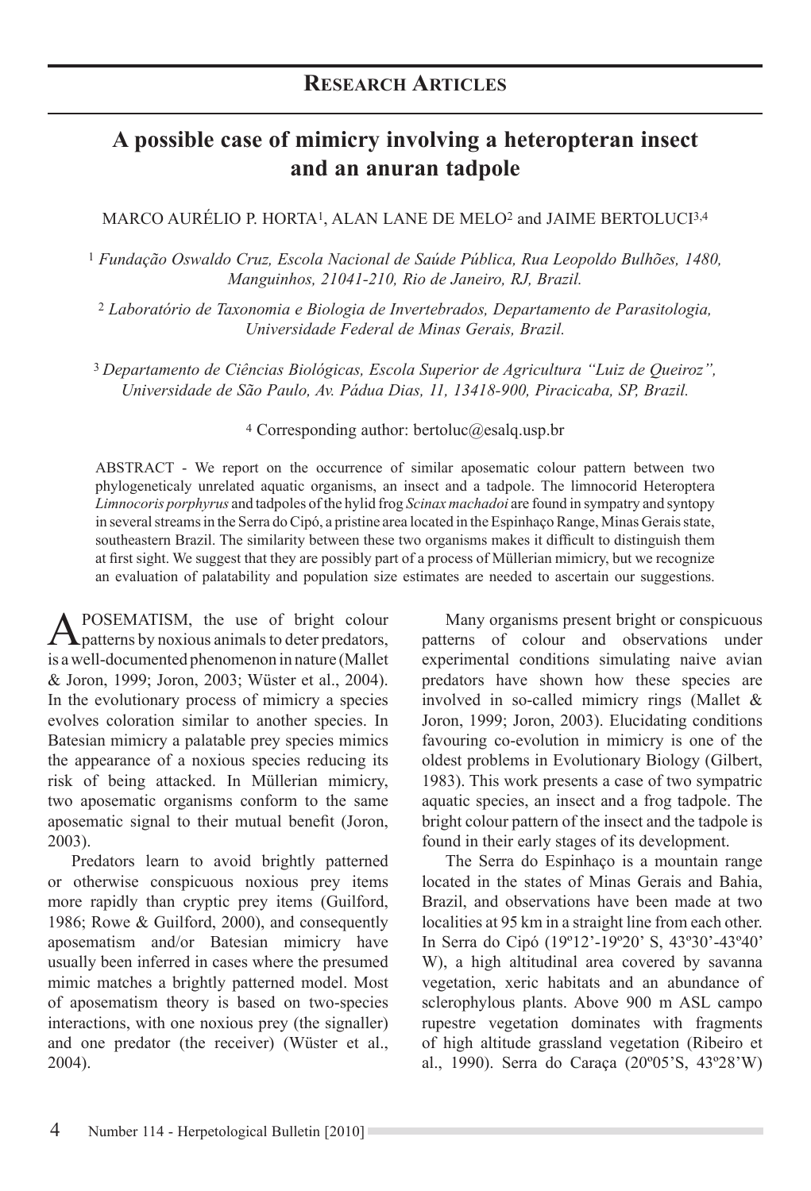## Research Articles

# A possible case of mimicry involving a heteropteran insect and an anuran tadpole

MARCO AURÉLIO P. HORTA[1], ALAN LANE DE MELO[2] and JAIME BERTOLUCI[3,4]

[1] *Fundação Oswaldo Cruz, Escola Nacional de Saúde Pública, Rua Leopoldo Bulhões, 1480, Manguinhos, 21041-210, Rio de Janeiro, RJ, Brazil.*

[2] *Laboratório de Taxonomia e Biologia de Invertebrados, Departamento de Parasitologia, Universidade Federal de Minas Gerais, Brazil.*

[3] *Departamento de Ciências Biológicas, Escola Superior de Agricultura "Luiz de Queiroz", Universidade de São Paulo, Av. Pádua Dias, 11, 13418-900, Piracicaba, SP, Brazil.*

[4] Corresponding author: bertoluc@esalq.usp.br

ABSTRACT - We report on the occurrence of similar aposematic colour pattern between two phylogeneticaly unrelated aquatic organisms, an insect and a tadpole. The limnocorid Heteroptera *Limnocoris porphyrus* and tadpoles of the hylid frog *Scinax machadoi* are found in sympatry and syntopy in several streams in the Serra do Cipó, a pristine area located in the Espinhaço Range, Minas Gerais state, southeastern Brazil. The similarity between these two organisms makes it difficult to distinguish them at first sight. We suggest that they are possibly part of a process of Müllerian mimicry, but we recognize an evaluation of palatability and population size estimates are needed to ascertain our suggestions.

APOSEMATISM, the use of bright colour patterns by noxious animals to deter predators, is a well-documented phenomenon in nature (Mallet & Joron, 1999; Joron, 2003; Wüster et al., 2004). In the evolutionary process of mimicry a species evolves coloration similar to another species. In Batesian mimicry a palatable prey species mimics the appearance of a noxious species reducing its risk of being attacked. In Müllerian mimicry, two aposematic organisms conform to the same aposematic signal to their mutual benefit (Joron, 2003).

Predators learn to avoid brightly patterned or otherwise conspicuous noxious prey items more rapidly than cryptic prey items (Guilford, 1986; Rowe & Guilford, 2000), and consequently aposematism and/or Batesian mimicry have usually been inferred in cases where the presumed mimic matches a brightly patterned model. Most of aposematism theory is based on two-species interactions, with one noxious prey (the signaller) and one predator (the receiver) (Wüster et al., 2004).

Many organisms present bright or conspicuous patterns of colour and observations under experimental conditions simulating naive avian predators have shown how these species are involved in so-called mimicry rings (Mallet & Joron, 1999; Joron, 2003). Elucidating conditions favouring co-evolution in mimicry is one of the oldest problems in Evolutionary Biology (Gilbert, 1983). This work presents a case of two sympatric aquatic species, an insect and a frog tadpole. The bright colour pattern of the insect and the tadpole is found in their early stages of its development.

The Serra do Espinhaço is a mountain range located in the states of Minas Gerais and Bahia, Brazil, and observations have been made at two localities at 95 km in a straight line from each other. In Serra do Cipó (19º12'-19º20' S, 43º30'-43º40' W), a high altitudinal area covered by savanna vegetation, xeric habitats and an abundance of sclerophylous plants. Above 900 m ASL campo rupestre vegetation dominates with fragments of high altitude grassland vegetation (Ribeiro et al., 1990). Serra do Caraça (20º05'S, 43º28'W)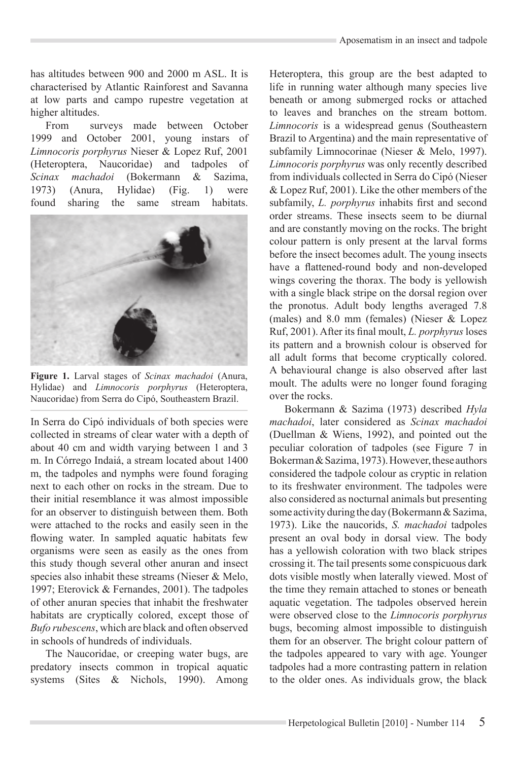has altitudes between 900 and 2000 m ASL. It is characterised by Atlantic Rainforest and Savanna at low parts and campo rupestre vegetation at higher altitudes.

From surveys made between October 1999 and October 2001, young instars of *Limnocoris porphyrus* Nieser & Lopez Ruf, 2001 (Heteroptera, Naucoridae) and tadpoles of *Scinax machadoi* (Bokermann & Sazima, 1973) (Anura, Hylidae) (Fig. 1) were found sharing the same stream habitats.

**Figure 1.** Larval stages of *Scinax machadoi* (Anura, Hylidae) and *Limnocoris porphyrus* (Heteroptera, Naucoridae) from Serra do Cipó, Southeastern Brazil.

In Serra do Cipó individuals of both species were collected in streams of clear water with a depth of about 40 cm and width varying between 1 and 3 m. In Córrego Indaiá, a stream located about 1400 m, the tadpoles and nymphs were found foraging next to each other on rocks in the stream. Due to their initial resemblance it was almost impossible for an observer to distinguish between them. Both were attached to the rocks and easily seen in the flowing water. In sampled aquatic habitats few organisms were seen as easily as the ones from this study though several other anuran and insect species also inhabit these streams (Nieser & Melo, 1997; Eterovick & Fernandes, 2001). The tadpoles of other anuran species that inhabit the freshwater habitats are cryptically colored, except those of *Bufo rubescens*, which are black and often observed in schools of hundreds of individuals.

The Naucoridae, or creeping water bugs, are predatory insects common in tropical aquatic systems (Sites & Nichols, 1990). Among Heteroptera, this group are the best adapted to life in running water although many species live beneath or among submerged rocks or attached to leaves and branches on the stream bottom. *Limnocoris* is a widespread genus (Southeastern Brazil to Argentina) and the main representative of subfamily Limnocorinae (Nieser & Melo, 1997). *Limnocoris porphyrus* was only recently described from individuals collected in Serra do Cipó (Nieser & Lopez Ruf, 2001). Like the other members of the subfamily, *L. porphyrus* inhabits first and second order streams. These insects seem to be diurnal and are constantly moving on the rocks. The bright colour pattern is only present at the larval forms before the insect becomes adult. The young insects have a flattened-round body and non-developed wings covering the thorax. The body is yellowish with a single black stripe on the dorsal region over the pronotus. Adult body lengths averaged 7.8 (males) and 8.0 mm (females) (Nieser & Lopez Ruf, 2001). After its final moult, *L. porphyrus* loses its pattern and a brownish colour is observed for all adult forms that become cryptically colored. A behavioural change is also observed after last moult. The adults were no longer found foraging over the rocks.

Bokermann & Sazima (1973) described *Hyla machadoi*, later considered as *Scinax machadoi* (Duellman & Wiens, 1992), and pointed out the peculiar coloration of tadpoles (see Figure 7 in Bokerman & Sazima, 1973). However, these authors considered the tadpole colour as cryptic in relation to its freshwater environment. The tadpoles were also considered as nocturnal animals but presenting some activity during the day (Bokermann & Sazima, 1973). Like the naucorids, *S. machadoi* tadpoles present an oval body in dorsal view. The body has a yellowish coloration with two black stripes crossing it. The tail presents some conspicuous dark dots visible mostly when laterally viewed. Most of the time they remain attached to stones or beneath aquatic vegetation. The tadpoles observed herein were observed close to the *Limnocoris porphyrus* bugs, becoming almost impossible to distinguish them for an observer. The bright colour pattern of the tadpoles appeared to vary with age. Younger tadpoles had a more contrasting pattern in relation to the older ones. As individuals grow, the black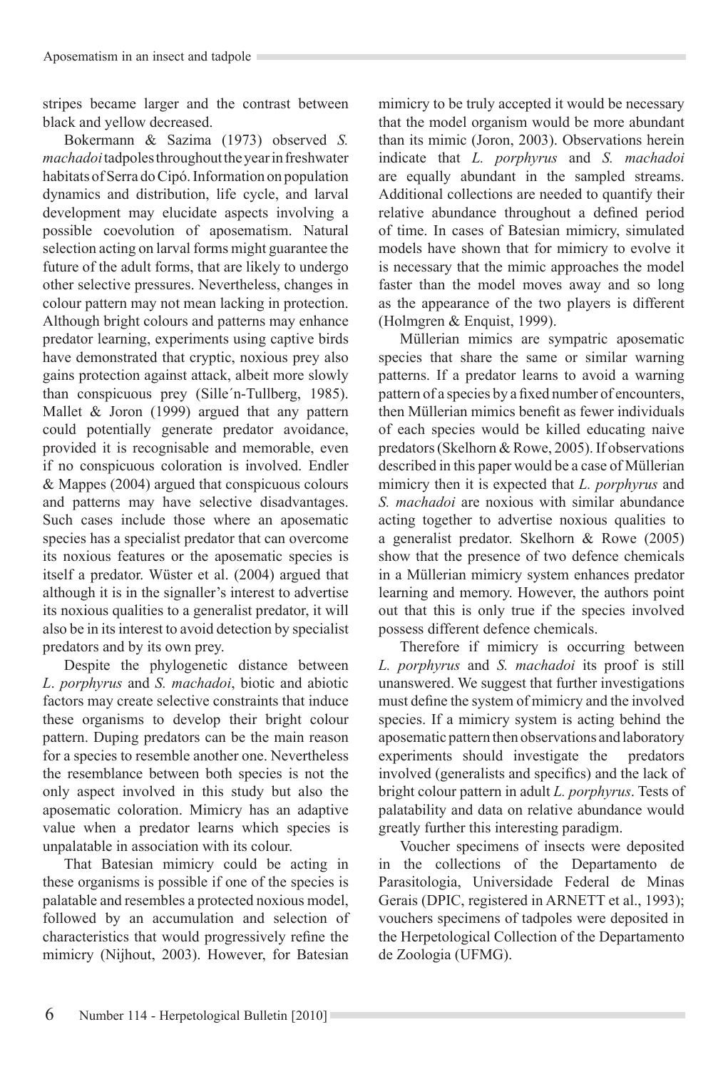stripes became larger and the contrast between black and yellow decreased.

Bokermann & Sazima (1973) observed *S. machadoi* tadpoles throughout the year in freshwater habitats of Serra do Cipó. Information on population dynamics and distribution, life cycle, and larval development may elucidate aspects involving a possible coevolution of aposematism. Natural selection acting on larval forms might guarantee the future of the adult forms, that are likely to undergo other selective pressures. Nevertheless, changes in colour pattern may not mean lacking in protection. Although bright colours and patterns may enhance predator learning, experiments using captive birds have demonstrated that cryptic, noxious prey also gains protection against attack, albeit more slowly than conspicuous prey (Sille´n-Tullberg, 1985). Mallet & Joron (1999) argued that any pattern could potentially generate predator avoidance, provided it is recognisable and memorable, even if no conspicuous coloration is involved. Endler & Mappes (2004) argued that conspicuous colours and patterns may have selective disadvantages. Such cases include those where an aposematic species has a specialist predator that can overcome its noxious features or the aposematic species is itself a predator. Wüster et al. (2004) argued that although it is in the signaller's interest to advertise its noxious qualities to a generalist predator, it will also be in its interest to avoid detection by specialist predators and by its own prey.

Despite the phylogenetic distance between *L. porphyrus* and *S. machadoi*, biotic and abiotic factors may create selective constraints that induce these organisms to develop their bright colour pattern. Duping predators can be the main reason for a species to resemble another one. Nevertheless the resemblance between both species is not the only aspect involved in this study but also the aposematic coloration. Mimicry has an adaptive value when a predator learns which species is unpalatable in association with its colour.

That Batesian mimicry could be acting in these organisms is possible if one of the species is palatable and resembles a protected noxious model, followed by an accumulation and selection of characteristics that would progressively refine the mimicry (Nijhout, 2003). However, for Batesian mimicry to be truly accepted it would be necessary that the model organism would be more abundant than its mimic (Joron, 2003). Observations herein indicate that *L. porphyrus* and *S. machadoi* are equally abundant in the sampled streams. Additional collections are needed to quantify their relative abundance throughout a defined period of time. In cases of Batesian mimicry, simulated models have shown that for mimicry to evolve it is necessary that the mimic approaches the model faster than the model moves away and so long as the appearance of the two players is different (Holmgren & Enquist, 1999).

Müllerian mimics are sympatric aposematic species that share the same or similar warning patterns. If a predator learns to avoid a warning pattern of a species by a fixed number of encounters, then Müllerian mimics benefit as fewer individuals of each species would be killed educating naive predators (Skelhorn & Rowe, 2005). If observations described in this paper would be a case of Müllerian mimicry then it is expected that *L. porphyrus* and *S. machadoi* are noxious with similar abundance acting together to advertise noxious qualities to a generalist predator. Skelhorn & Rowe (2005) show that the presence of two defence chemicals in a Müllerian mimicry system enhances predator learning and memory. However, the authors point out that this is only true if the species involved possess different defence chemicals.

Therefore if mimicry is occurring between *L. porphyrus* and *S. machadoi* its proof is still unanswered. We suggest that further investigations must define the system of mimicry and the involved species. If a mimicry system is acting behind the aposematic pattern then observations and laboratory experiments should investigate the predators involved (generalists and specifics) and the lack of bright colour pattern in adult *L. porphyrus*. Tests of palatability and data on relative abundance would greatly further this interesting paradigm.

Voucher specimens of insects were deposited in the collections of the Departamento de Parasitologia, Universidade Federal de Minas Gerais (DPIC, registered in ARNETT et al., 1993); vouchers specimens of tadpoles were deposited in the Herpetological Collection of the Departamento de Zoologia (UFMG).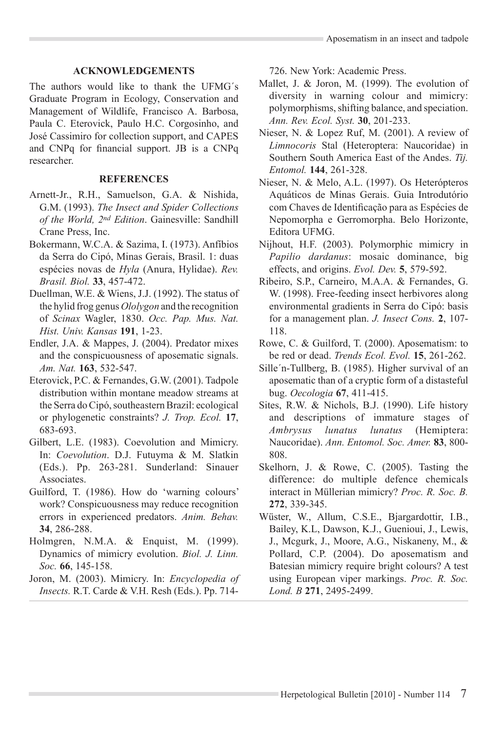## ACKNOWLEDGEMENTS

The authors would like to thank the UFMG´s Graduate Program in Ecology, Conservation and Management of Wildlife, Francisco A. Barbosa, Paula C. Eterovick, Paulo H.C. Corgosinho, and José Cassimiro for collection support, and CAPES and CNPq for financial support. JB is a CNPq researcher.

## REFERENCES

Arnett-Jr., R.H., Samuelson, G.A. & Nishida, G.M. (1993). *The Insect and Spider Collections of the World, 2nd Edition*. Gainesville: Sandhill Crane Press, Inc.

Bokermann, W.C.A. & Sazima, I. (1973). Anfíbios da Serra do Cipó, Minas Gerais, Brasil. 1: duas espécies novas de *Hyla* (Anura, Hylidae). *Rev. Brasil. Biol.* **33**, 457-472.

Duellman, W.E. & Wiens, J.J. (1992). The status of the hylid frog genus *Ololygon* and the recognition of *Scinax* Wagler, 1830. *Occ. Pap. Mus. Nat. Hist. Univ. Kansas* **191**, 1-23.

Endler, J.A. & Mappes, J. (2004). Predator mixes and the conspicuousness of aposematic signals. *Am. Nat.* **163**, 532-547.

Eterovick, P.C. & Fernandes, G.W. (2001). Tadpole distribution within montane meadow streams at the Serra do Cipó, southeastern Brazil: ecological or phylogenetic constraints? *J. Trop. Ecol.* **17**, 683-693.

Gilbert, L.E. (1983). Coevolution and Mimicry. In: *Coevolution*. D.J. Futuyma & M. Slatkin (Eds.). Pp. 263-281. Sunderland: Sinauer Associates.

Guilford, T. (1986). How do 'warning colours' work? Conspicuousness may reduce recognition errors in experienced predators. *Anim. Behav.* **34**, 286-288.

Holmgren, N.M.A. & Enquist, M. (1999). Dynamics of mimicry evolution. *Biol. J. Linn. Soc.* **66**, 145-158.

Joron, M. (2003). Mimicry. In: *Encyclopedia of Insects.* R.T. Carde & V.H. Resh (Eds.). Pp. 714-726. New York: Academic Press.

Mallet, J. & Joron, M. (1999). The evolution of diversity in warning colour and mimicry: polymorphisms, shifting balance, and speciation. *Ann. Rev. Ecol. Syst.* **30**, 201-233.

Nieser, N. & Lopez Ruf, M. (2001). A review of *Limnocoris* Stal (Heteroptera: Naucoridae) in Southern South America East of the Andes. *Tij. Entomol.* **144**, 261-328.

Nieser, N. & Melo, A.L. (1997). Os Heterópteros Aquáticos de Minas Gerais. Guia Introdutório com Chaves de Identificação para as Espécies de Nepomorpha e Gerromorpha. Belo Horizonte, Editora UFMG.

Nijhout, H.F. (2003). Polymorphic mimicry in *Papilio dardanus*: mosaic dominance, big effects, and origins. *Evol. Dev.* **5**, 579-592.

Ribeiro, S.P., Carneiro, M.A.A. & Fernandes, G. W. (1998). Free-feeding insect herbivores along environmental gradients in Serra do Cipó: basis for a management plan. *J. Insect Cons.* **2**, 107-118.

Rowe, C. & Guilford, T. (2000). Aposematism: to be red or dead. *Trends Ecol. Evol.* **15**, 261-262.

Sille´n-Tullberg, B. (1985). Higher survival of an aposematic than of a cryptic form of a distasteful bug. *Oecologia* **67**, 411-415.

Sites, R.W. & Nichols, B.J. (1990). Life history and descriptions of immature stages of *Ambrysus lunatus lunatus* (Hemiptera: Naucoridae). *Ann. Entomol. Soc. Amer.* **83**, 800-808.

Skelhorn, J. & Rowe, C. (2005). Tasting the difference: do multiple defence chemicals interact in Müllerian mimicry? *Proc. R. Soc. B.* **272**, 339-345.

Wüster, W., Allum, C.S.E., Bjargardottir, I.B., Bailey, K.L, Dawson, K.J., Guenioui, J., Lewis, J., Mcgurk, J., Moore, A.G., Niskaneny, M., & Pollard, C.P. (2004). Do aposematism and Batesian mimicry require bright colours? A test using European viper markings. *Proc. R. Soc. Lond. B* **271**, 2495-2499.